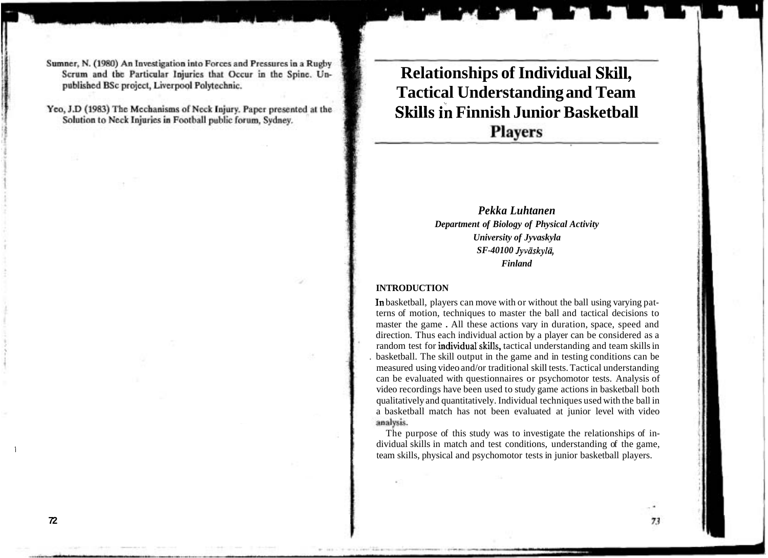Sumner, N. (1980) An Investigation into Forces and Pressures in a Rugby Scrum and the Particular Injuries that Occur in the Spine. Unpublished BSc project, Liverpool Polytechnic.

Yeo, J.D (1983) The Mechanisms of Neck Injury. Paper presented at the Solution to Neck Injuries in Football public forum, Sydney.

# Relationships of Individual Skill, Tactical Understanding and Team Skills in Finnish Junior Basketball Players

***Pekka Luhtanen***
***Department of Biology of Physical Activity***
***University of Jyvaskyla***
***SF-40100 Jyväskylä,***
***Finland***

## INTRODUCTION

In basketball, players can move with or without the ball using varying patterns of motion, techniques to master the ball and tactical decisions to master the game . All these actions vary in duration, space, speed and direction. Thus each individual action by a player can be considered as a random test for individual skills, tactical understanding and team skills in basketball. The skill output in the game and in testing conditions can be measured using video and/or traditional skill tests. Tactical understanding can be evaluated with questionnaires or psychomotor tests. Analysis of video recordings have been used to study game actions in basketball both qualitatively and quantitatively. Individual techniques used with the ball in a basketball match has not been evaluated at junior level with video analysis.

The purpose of this study was to investigate the relationships of individual skills in match and test conditions, understanding of the game, team skills, physical and psychomotor tests in junior basketball players.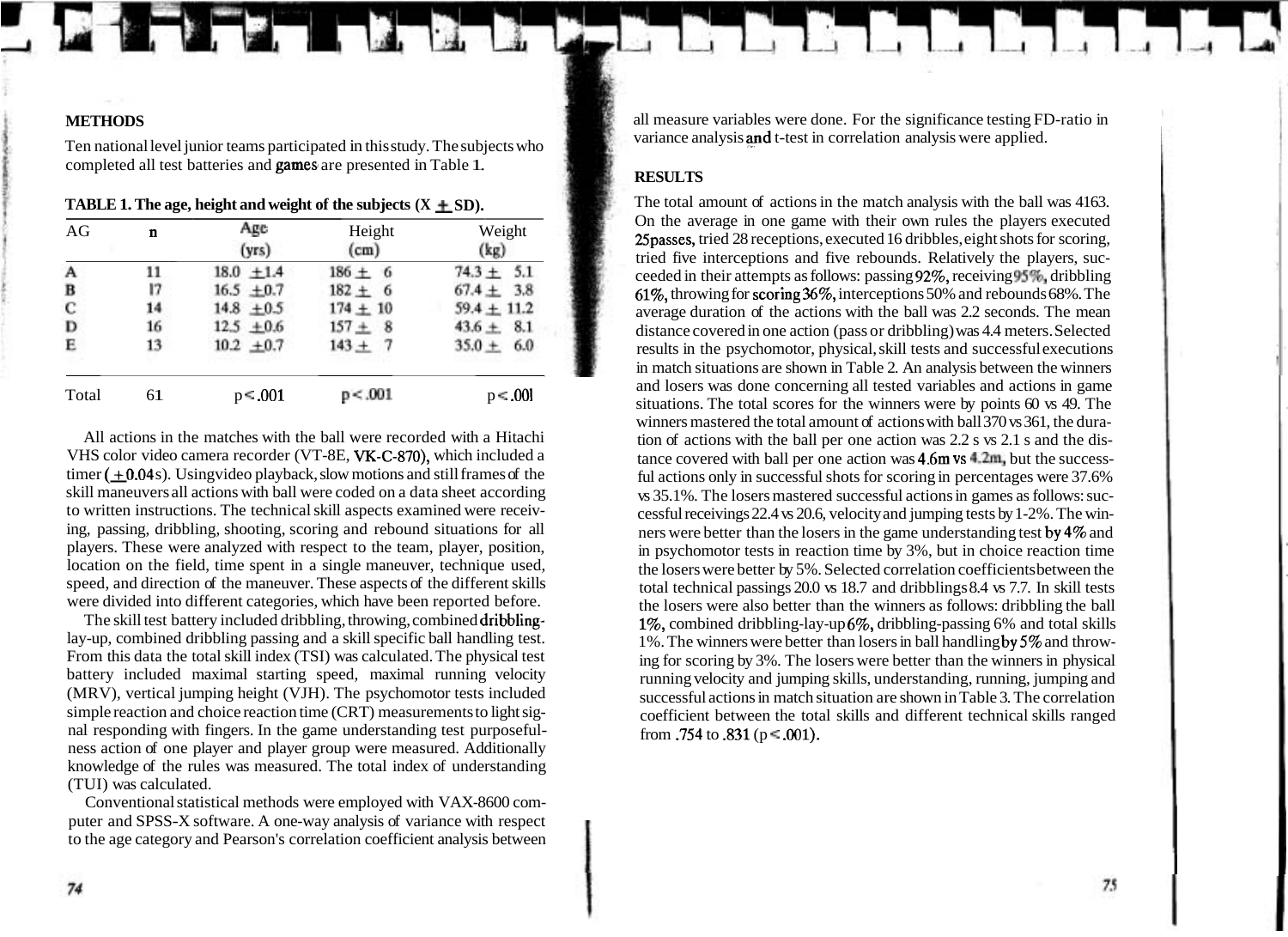## METHODS

Ten national level junior teams participated in this study. The subjects who completed all test batteries and games are presented in Table 1.

**TABLE 1. The age, height and weight of the subjects (X ± SD).**

| AG | n | Age (yrs) | Height (cm) | Weight (kg) |
|---|---|---|---|---|
| A | 11 | 18.0 ±1.4 | 186 ± 6 | 74.3 ± 5.1 |
| B | 17 | 16.5 ±0.7 | 182 ± 6 | 67.4 ± 3.8 |
| C | 14 | 14.8 ±0.5 | 174 ± 10 | 59.4 ± 11.2 |
| D | 16 | 12.5 ±0.6 | 157 ± 8 | 43.6 ± 8.1 |
| E | 13 | 10.2 ±0.7 | 143 ± 7 | 35.0 ± 6.0 |
| Total | 61 | $p < .001$ | $p < .001$ | $p < .001$ |

All actions in the matches with the ball were recorded with a Hitachi VHS color video camera recorder (VT-8E, VK-C-870), which included a timer (±0.04 s). Using video playback, slow motions and still frames of the skill maneuvers all actions with ball were coded on a data sheet according to written instructions. The technical skill aspects examined were receiving, passing, dribbling, shooting, scoring and rebound situations for all players. These were analyzed with respect to the team, player, position, location on the field, time spent in a single maneuver, technique used, speed, and direction of the maneuver. These aspects of the different skills were divided into different categories, which have been reported before.

The skill test battery included dribbling, throwing, combined dribbling-lay-up, combined dribbling passing and a skill specific ball handling test. From this data the total skill index (TSI) was calculated. The physical test battery included maximal starting speed, maximal running velocity (MRV), vertical jumping height (VJH). The psychomotor tests included simple reaction and choice reaction time (CRT) measurements to light signal responding with fingers. In the game understanding test purposefulness action of one player and player group were measured. Additionally knowledge of the rules was measured. The total index of understanding (TUI) was calculated.

Conventional statistical methods were employed with VAX-8600 computer and SPSS-X software. A one-way analysis of variance with respect to the age category and Pearson's correlation coefficient analysis between all measure variables were done. For the significance testing FD-ratio in variance analysis and t-test in correlation analysis were applied.

## RESULTS

The total amount of actions in the match analysis with the ball was 4163. On the average in one game with their own rules the players executed 25 passes, tried 28 receptions, executed 16 dribbles, eight shots for scoring, tried five interceptions and five rebounds. Relatively the players, succeeded in their attempts as follows: passing 92%, receiving 95%, dribbling 61%, throwing for scoring 36%, interceptions 50% and rebounds 68%. The average duration of the actions with the ball was 2.2 seconds. The mean distance covered in one action (pass or dribbling) was 4.4 meters. Selected results in the psychomotor, physical, skill tests and successful executions in match situations are shown in Table 2. An analysis between the winners and losers was done concerning all tested variables and actions in game situations. The total scores for the winners were by points 60 vs 49. The winners mastered the total amount of actions with ball 370 vs 361, the duration of actions with the ball per one action was 2.2 s vs 2.1 s and the distance covered with ball per one action was 4.6m vs 4.2m, but the successful actions only in successful shots for scoring in percentages were 37.6% vs 35.1%. The losers mastered successful actions in games as follows: successful receivings 22.4 vs 20.6, velocity and jumping tests by 1-2%. The winners were better than the losers in the game understanding test by 4% and in psychomotor tests in reaction time by 3%, but in choice reaction time the losers were better by 5%. Selected correlation coefficients between the total technical passings 20.0 vs 18.7 and dribblings 8.4 vs 7.7. In skill tests the losers were also better than the winners as follows: dribbling the ball 1%, combined dribbling-lay-up 6%, dribbling-passing 6% and total skills 1%. The winners were better than losers in ball handling by 5% and throwing for scoring by 3%. The losers were better than the winners in physical running velocity and jumping skills, understanding, running, jumping and successful actions in match situation are shown in Table 3. The correlation coefficient between the total skills and different technical skills ranged from .754 to .831 ($p < .001$).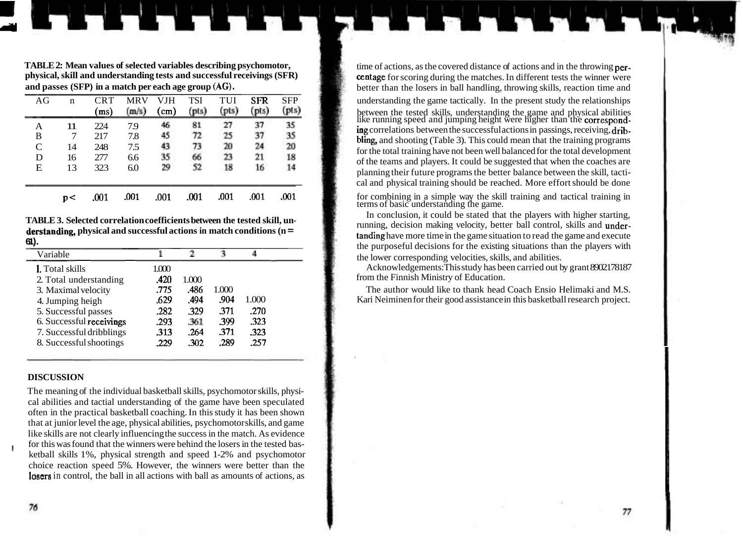**TABLE 2: Mean values of selected variables describing psychomotor, physical, skill and understanding tests and successful receivings (SFR) and passes (SFP) in a match per each age group (AG).**

| AG | n | CRT (ms) | MRV (m/s) | VJH (cm) | TSI (pts) | TUI (pts) | SFR (pts) | SFP (pts) |
|---|---|---|---|---|---|---|---|---|
| A | 11 | 224 | 7.9 | 46 | 81 | 27 | 37 | 35 |
| B | 7 | 217 | 7.8 | 45 | 72 | 25 | 37 | 35 |
| C | 14 | 248 | 7.5 | 43 | 73 | 20 | 24 | 20 |
| D | 16 | 277 | 6.6 | 35 | 66 | 23 | 21 | 18 |
| E | 13 | 323 | 6.0 | 29 | 52 | 18 | 16 | 14 |
| | p< | .001 | .001 | .001 | .001 | .001 | .001 | .001 |

**TABLE 3. Selected correlation coefficients between the tested skill, understanding, physical and successful actions in match conditions (n = 61).**

| Variable | 1 | 2 | 3 | 4 |
|---|---|---|---|---|
| 1. Total skills | 1.000 | | | |
| 2. Total understanding | .420 | 1.000 | | |
| 3. Maximal velocity | .775 | .486 | 1.000 | |
| 4. Jumping heigh | .629 | .494 | .904 | 1.000 |
| 5. Successful passes | .282 | .329 | .371 | .270 |
| 6. Successful receivings | .293 | .361 | .399 | .323 |
| 7. Successful dribblings | .313 | .264 | .371 | .323 |
| 8. Successful shootings | .229 | .302 | .289 | .257 |

## DISCUSSION

The meaning of the individual basketball skills, psychomotor skills, physical abilities and tactial understanding of the game have been speculated often in the practical basketball coaching. In this study it has been shown that at junior level the age, physical abilities, psychomotor skills, and game like skills are not clearly influencing the success in the match. As evidence for this was found that the winners were behind the losers in the tested basketball skills 1%, physical strength and speed 1-2% and psychomotor choice reaction speed 5%. However, the winners were better than the losers in control, the ball in all actions with ball as amounts of actions, as time of actions, as the covered distance of actions and in the throwing percentage for scoring during the matches. In different tests the winner were better than the losers in ball handling, throwing skills, reaction time and understanding the game tactically. In the present study the relationships between the tested skills, understanding the game and physical abilities like running speed and jumping height were higher than the corresponding correlations between the successful actions in passings, receiving, dribbling, and shooting (Table 3). This could mean that the training programs for the total training have not been well balanced for the total development of the teams and players. It could be suggested that when the coaches are planning their future programs the better balance between the skill, tactical and physical training should be reached. More effort should be done for combining in a simple way the skill training and tactical training in terms of basic understanding the game.

In conclusion, it could be stated that the players with higher starting, running, decision making velocity, better ball control, skills and undertanding have more time in the game situation to read the game and execute the purposeful decisions for the existing situations than the players with the lower corresponding velocities, skills, and abilities.

Acknowledgements: This study has been carried out by grant 8902178187 from the Finnish Ministry of Education.

The author would like to thank head Coach Ensio Helimaki and M.S. Kari Neiminen for their good assistance in this basketball research project.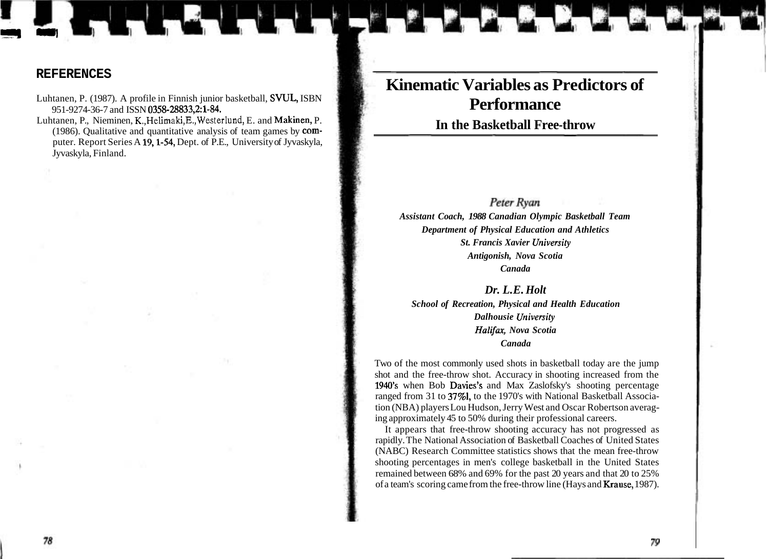## REFERENCES

Luhtanen, P. (1987). A profile in Finnish junior basketball, SVUL, ISBN 951-9274-36-7 and ISSN 0358-28833,2:1-84.

Luhtanen, P., Nieminen, K., Helimaki, E., Westerlund, E. and Makinen, P. (1986). Qualitative and quantitative analysis of team games by computer. Report Series A 19, 1-54, Dept. of P.E., University of Jyvaskyla, Jyvaskyla, Finland.

# Kinematic Variables as Predictors of Performance

## In the Basketball Free-throw

*Peter Ryan*

***Assistant Coach, 1988 Canadian Olympic Basketball Team***
***Department of Physical Education and Athletics***
***St. Francis Xavier University***
***Antigonish, Nova Scotia***
***Canada***

***Dr. L.E. Holt***

***School of Recreation, Physical and Health Education***
***Dalhousie University***
***Halifax, Nova Scotia***
***Canada***

Two of the most commonly used shots in basketball today are the jump shot and the free-throw shot. Accuracy in shooting increased from the 1940's when Bob Davies's and Max Zaslofsky's shooting percentage ranged from 31 to 37%l, to the 1970's with National Basketball Association (NBA) players Lou Hudson, Jerry West and Oscar Robertson averaging approximately 45 to 50% during their professional careers.

It appears that free-throw shooting accuracy has not progressed as rapidly. The National Association of Basketball Coaches of United States (NABC) Research Committee statistics shows that the mean free-throw shooting percentages in men's college basketball in the United States remained between 68% and 69% for the past 20 years and that 20 to 25% of a team's scoring came from the free-throw line (Hays and Krause, 1987).